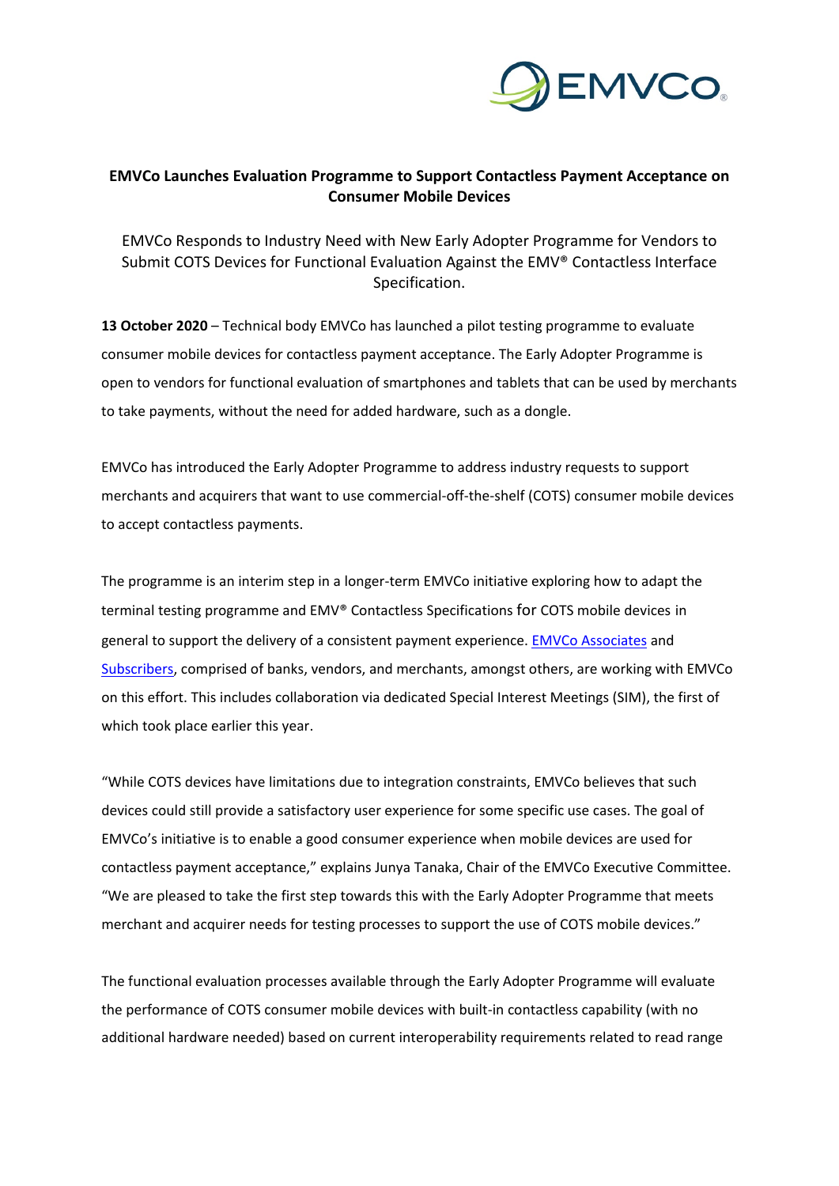**EMVCo Launches Evaluation Programme to Support Contactless Payment Acceptance on Consumer Mobile Devices**

EMVCo Responds to Industry Need with New Early Adopter Programme for Vendors to Submit COTS Devices for Functional Evaluation Against the EMV® Contactless Interface Specification.

**13 October 2020** – Technical body EMVCo has launched a pilot testing programme to evaluate consumer mobile devices for contactless payment acceptance. The Early Adopter Programme is open to vendors for functional evaluation of smartphones and tablets that can be used by merchants to take payments, without the need for added hardware, such as a dongle.

EMVCo has introduced the Early Adopter Programme to address industry requests to support merchants and acquirers that want to use commercial-off-the-shelf (COTS) consumer mobile devices to accept contactless payments.

The programme is an interim step in a longer-term EMVCo initiative exploring how to adapt the terminal testing programme and EMV® Contactless Specifications for COTS mobile devices in general to support the delivery of a consistent payment experience. EMVCo Associates and Subscribers, comprised of banks, vendors, and merchants, amongst others, are working with EMVCo on this effort. This includes collaboration via dedicated Special Interest Meetings (SIM), the first of which took place earlier this year.

"While COTS devices have limitations due to integration constraints, EMVCo believes that such devices could still provide a satisfactory user experience for some specific use cases. The goal of EMVCo's initiative is to enable a good consumer experience when mobile devices are used for contactless payment acceptance," explains Junya Tanaka, Chair of the EMVCo Executive Committee. "We are pleased to take the first step towards this with the Early Adopter Programme that meets merchant and acquirer needs for testing processes to support the use of COTS mobile devices."

The functional evaluation processes available through the Early Adopter Programme will evaluate the performance of COTS consumer mobile devices with built-in contactless capability (with no additional hardware needed) based on current interoperability requirements related to read range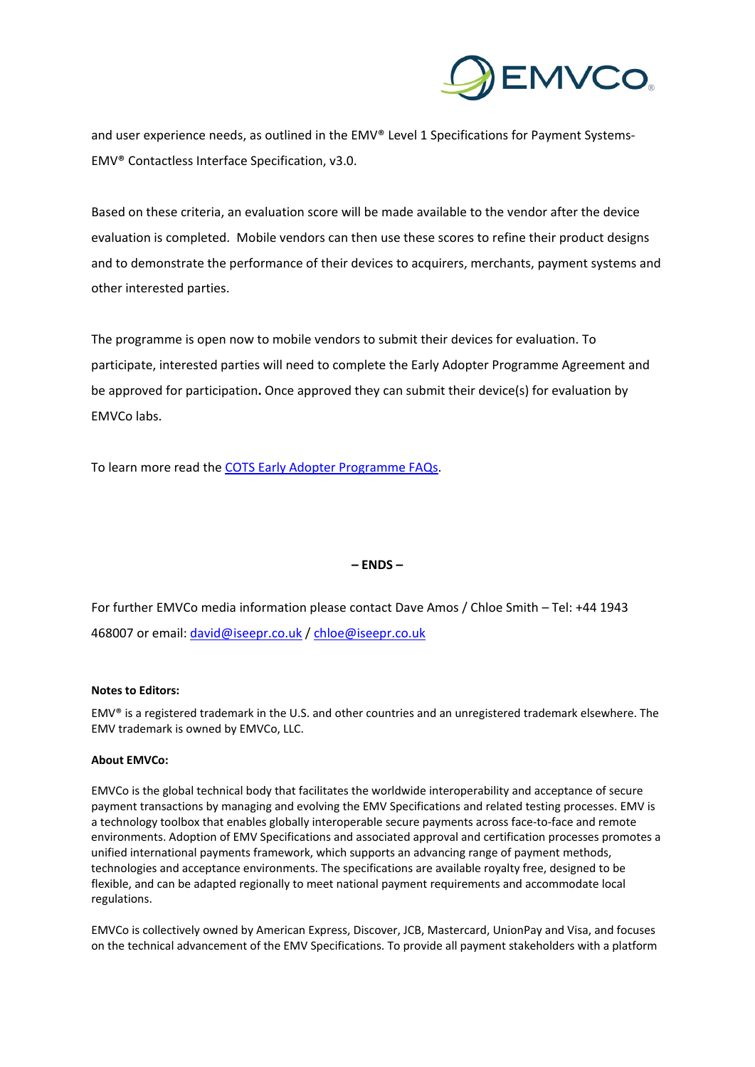and user experience needs, as outlined in the EMV® Level 1 Specifications for Payment Systems- EMV® Contactless Interface Specification, v3.0.

Based on these criteria, an evaluation score will be made available to the vendor after the device evaluation is completed. Mobile vendors can then use these scores to refine their product designs and to demonstrate the performance of their devices to acquirers, merchants, payment systems and other interested parties.

The programme is open now to mobile vendors to submit their devices for evaluation. To participate, interested parties will need to complete the Early Adopter Programme Agreement and be approved for participation**.** Once approved they can submit their device(s) for evaluation by EMVCo labs.

To learn more read the COTS Early Adopter Programme FAQs.

**– ENDS –**

For further EMVCo media information please contact Dave Amos / Chloe Smith – Tel: +44 1943 468007 or email: david@iseepr.co.uk / chloe@iseepr.co.uk

**Notes to Editors:**

EMV® is a registered trademark in the U.S. and other countries and an unregistered trademark elsewhere. The EMV trademark is owned by EMVCo, LLC.

**About EMVCo:**

EMVCo is the global technical body that facilitates the worldwide interoperability and acceptance of secure payment transactions by managing and evolving the EMV Specifications and related testing processes. EMV is a technology toolbox that enables globally interoperable secure payments across face-to-face and remote environments. Adoption of EMV Specifications and associated approval and certification processes promotes a unified international payments framework, which supports an advancing range of payment methods, technologies and acceptance environments. The specifications are available royalty free, designed to be flexible, and can be adapted regionally to meet national payment requirements and accommodate local regulations.

EMVCo is collectively owned by American Express, Discover, JCB, Mastercard, UnionPay and Visa, and focuses on the technical advancement of the EMV Specifications. To provide all payment stakeholders with a platform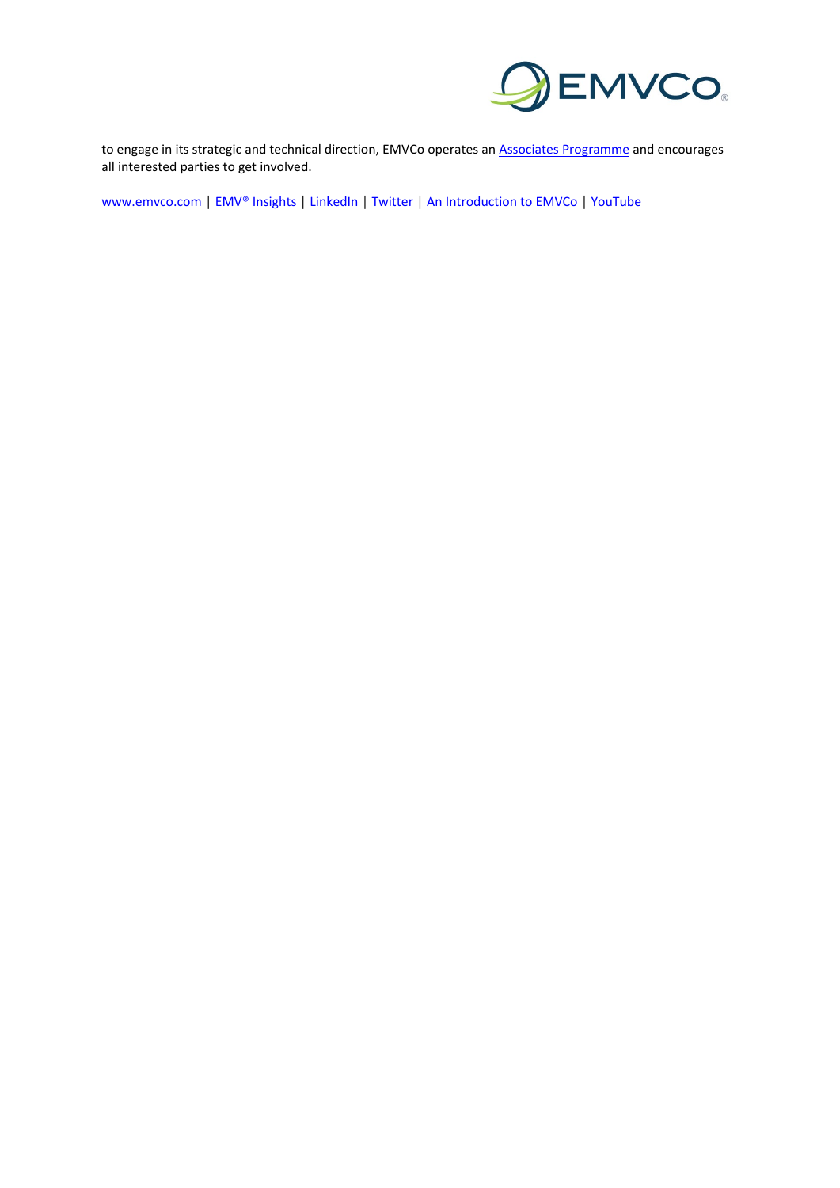to engage in its strategic and technical direction, EMVCo operates an [Associates Programme](#) and encourages all interested parties to get involved.

[www.emvco.com](#) | [EMV® Insights](#) | [LinkedIn](#) | [Twitter](#) | [An Introduction to EMVCo](#) | [YouTube](#)